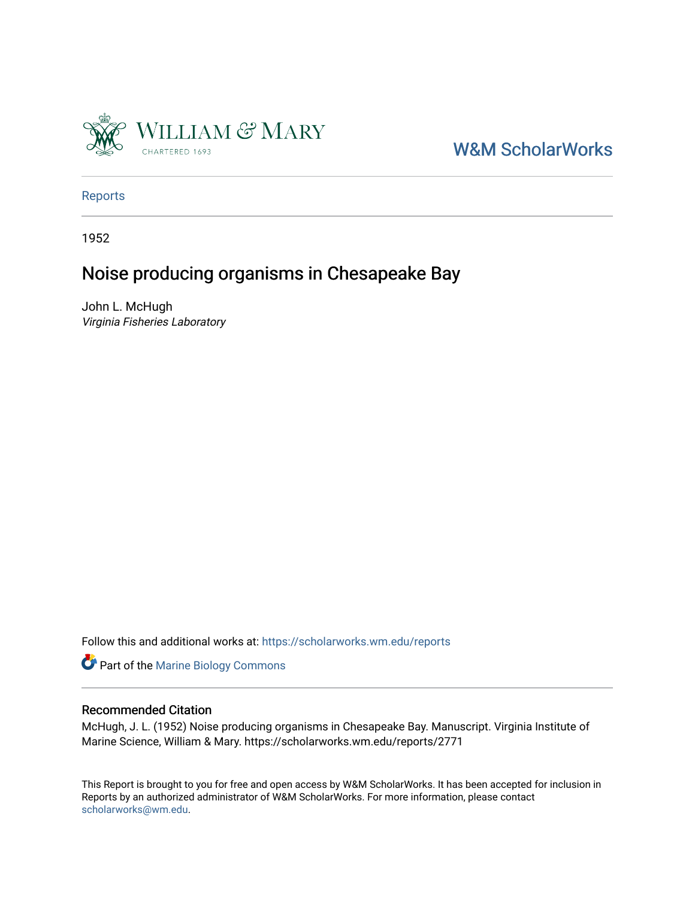William & Mary
CHARTERED 1693

W&M ScholarWorks

Reports

1952

# Noise producing organisms in Chesapeake Bay

John L. McHugh
*Virginia Fisheries Laboratory*

Follow this and additional works at: https://scholarworks.wm.edu/reports

Part of the Marine Biology Commons

## Recommended Citation

McHugh, J. L. (1952) Noise producing organisms in Chesapeake Bay. Manuscript. Virginia Institute of Marine Science, William & Mary. https://scholarworks.wm.edu/reports/2771

This Report is brought to you for free and open access by W&M ScholarWorks. It has been accepted for inclusion in Reports by an authorized administrator of W&M ScholarWorks. For more information, please contact scholarworks@wm.edu.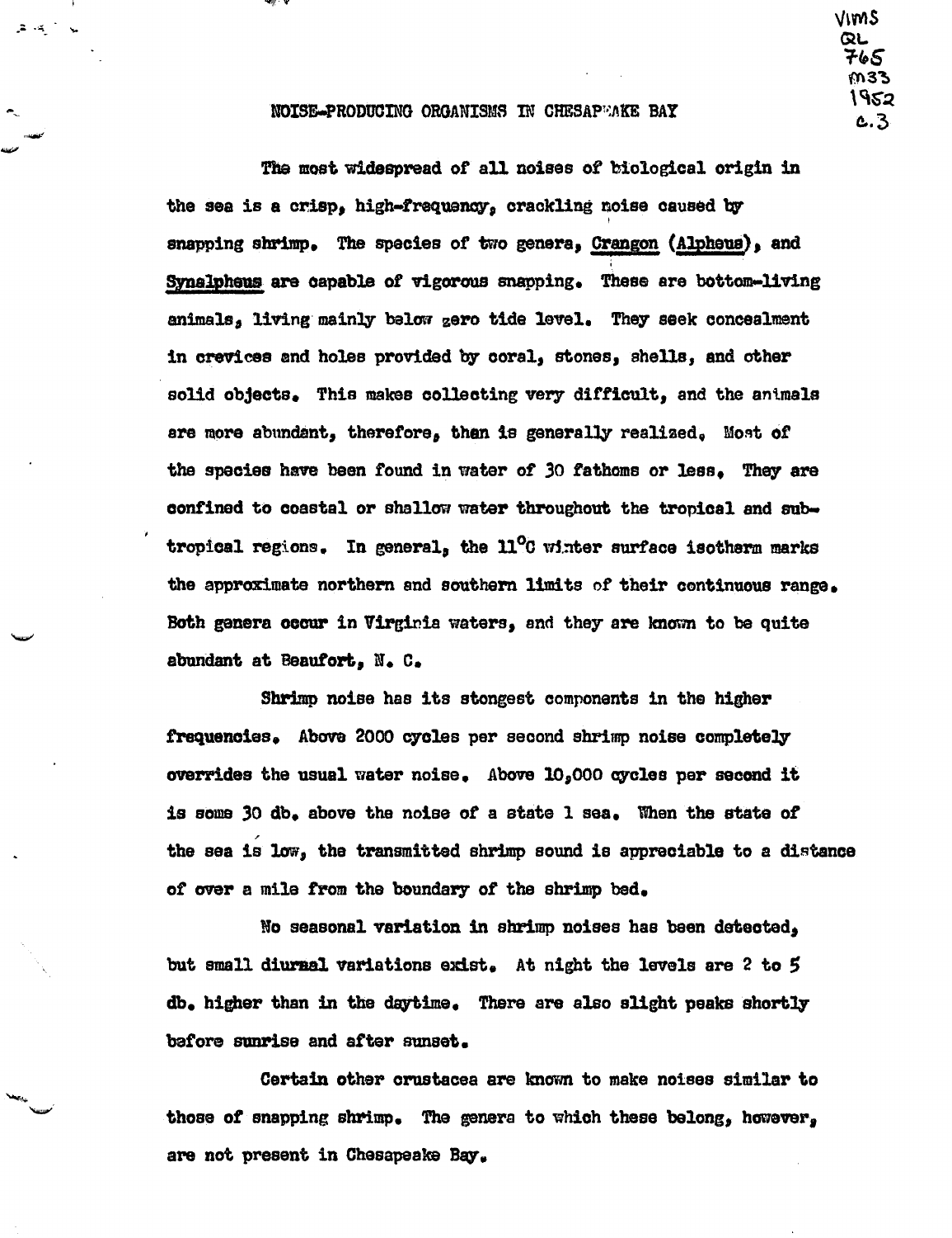VIMS QL 765 M33 1952 c.3

# NOISE-PRODUCING ORGANISMS IN CHESAPEAKE BAY

The most widespread of all noises of biological origin in the sea is a crisp, high-frequency, crackling noise caused by snapping shrimp. The species of two genera, Crangon (Alpheus), and Synalpheus are capable of vigorous snapping. These are bottom-living animals, living mainly below zero tide level. They seek concealment in crevices and holes provided by coral, stones, shells, and other solid objects. This makes collecting very difficult, and the animals are more abundant, therefore, than is generally realized. Most of the species have been found in water of 30 fathoms or less. They are confined to coastal or shallow water throughout the tropical and sub-tropical regions. In general, the 11°C winter surface isotherm marks the approximate northern and southern limits of their continuous range. Both genera occur in Virginia waters, and they are known to be quite abundant at Beaufort, N. C.

Shrimp noise has its stongest components in the higher frequencies. Above 2000 cycles per second shrimp noise completely overrides the usual water noise. Above 10,000 cycles per second it is some 30 db. above the noise of a state 1 sea. When the state of the sea is low, the transmitted shrimp sound is appreciable to a distance of over a mile from the boundary of the shrimp bed.

No seasonal variation in shrimp noises has been detected, but small diurnal variations exist. At night the levels are 2 to 5 db. higher than in the daytime. There are also slight peaks shortly before sunrise and after sunset.

Certain other crustacea are known to make noises similar to those of snapping shrimp. The genera to which these belong, however, are not present in Chesapeake Bay.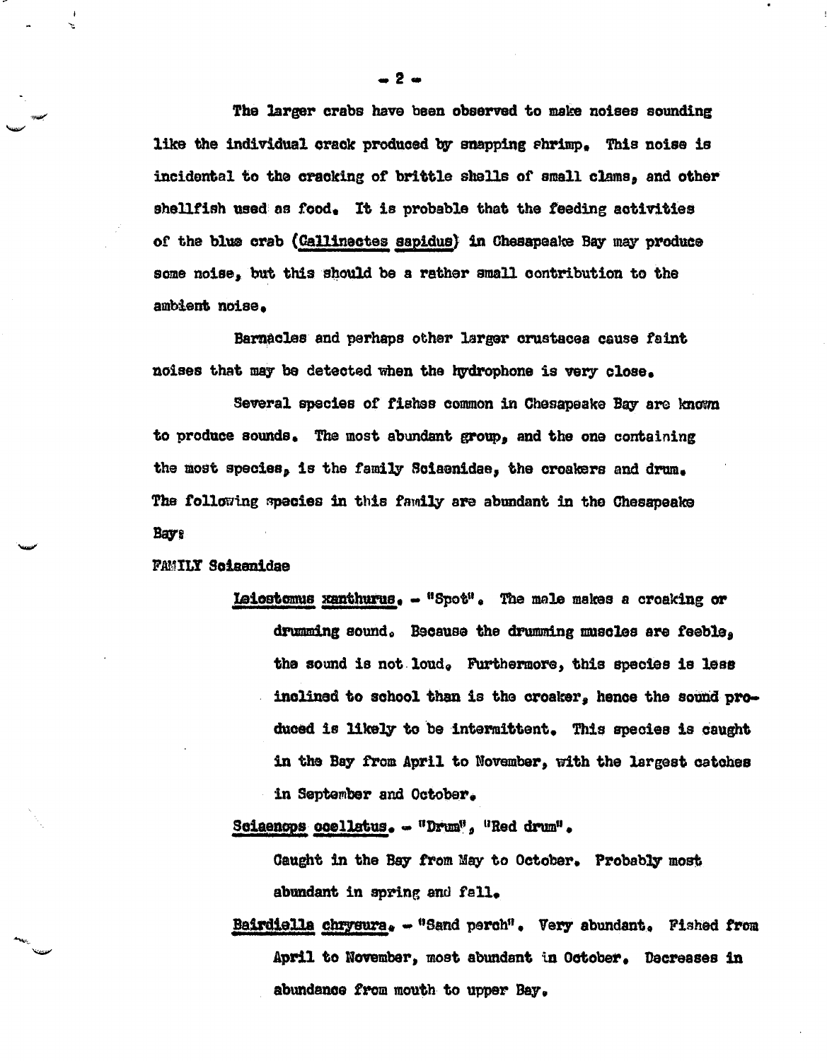The larger crabs have been observed to make noises sounding like the individual crack produced by snapping shrimp. This noise is incidental to the cracking of brittle shells of small clams, and other shellfish used as food. It is probable that the feeding activities of the blue crab (Callinectes sapidus) in Chesapeake Bay may produce some noise, but this should be a rather small contribution to the ambient noise.

Barnacles and perhaps other larger crustacea cause faint noises that may be detected when the hydrophone is very close.

Several species of fishes common in Chesapeake Bay are known to produce sounds. The most abundant group, and the one containing the most species, is the family Sciaenidae, the croakers and drum. The following species in this family are abundant in the Chesapeake Bay:

FAMILY Sciaenidae

Leiostomus xanthurus. - "Spot". The male makes a croaking or drumming sound. Because the drumming muscles are feeble, the sound is not loud. Furthermore, this species is less inclined to school than is the croaker, hence the sound produced is likely to be intermittent. This species is caught in the Bay from April to November, with the largest catches in September and October.

Sciaenops ocellatus. - "Drum", "Red drum". Caught in the Bay from May to October. Probably most abundant in spring and fall.

Bairdiella chrysura. - "Sand perch". Very abundant. Fished from April to November, most abundant in October. Decreases in abundance from mouth to upper Bay.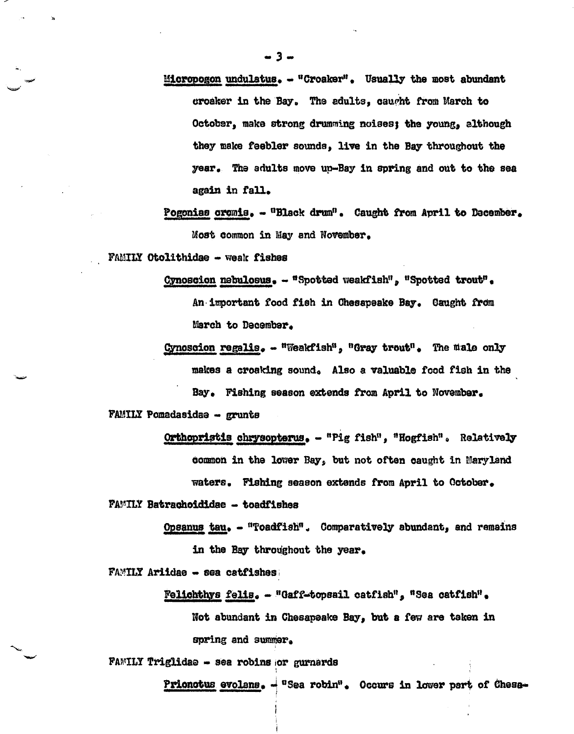Micropogon undulatus. - "Croaker". Usually the most abundant croaker in the Bay. The adults, caught from March to October, make strong drumming noises; the young, although they make feebler sounds, live in the Bay throughout the year. The adults move up-Bay in spring and out to the sea again in fall.

Pogonias cromis. - "Black drum". Caught from April to December. Most common in May and November.

FAMILY Otolithidae - weak fishes

Cynoscion nebulosus. - "Spotted weakfish", "Spotted trout". An important food fish in Chesapeake Bay. Caught from March to December.

Cynoscion regalis. - "Weakfish", "Gray trout". The male only makes a croaking sound. Also a valuable food fish in the Bay. Fishing season extends from April to November.

FAMILY Pomadasidae - grunts

Orthopristis chrysopterus. - "Pig fish", "Hogfish". Relatively common in the lower Bay, but not often caught in Maryland waters. Fishing season extends from April to October.

FAMILY Batrachoididae - toadfishes

Opsanus tau. - "Toadfish". Comparatively abundant, and remains in the Bay throughout the year.

FAMILY Ariidae - sea catfishes

Felichthys felis. - "Gaff-topsail catfish", "Sea catfish". Not abundant in Chesapeake Bay, but a few are taken in spring and summer.

FAMILY Triglidae - sea robins or gurnards

Prionotus evolans. - "Sea robin". Occurs in lower part of Chesa-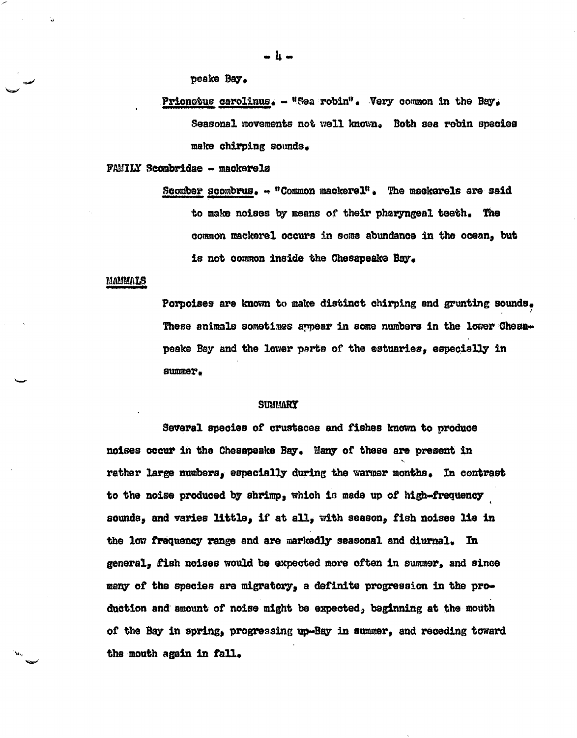peake Bay.

*Prionotus carolinus*. - "Sea robin". Very common in the Bay. Seasonal movements not well known. Both sea robin species make chirping sounds.

FAMILY Scombridae - mackerels

*Scomber scombrus*. - "Common mackerel". The mackerels are said to make noises by means of their pharyngeal teeth. The common mackerel occurs in some abundance in the ocean, but is not common inside the Chesapeake Bay.

MAMMALS

Porpoises are known to make distinct chirping and grunting sounds. These animals sometimes appear in some numbers in the lower Chesapeake Bay and the lower parts of the estuaries, especially in summer.

## SUMMARY

Several species of crustacea and fishes known to produce noises occur in the Chesapeake Bay. Many of these are present in rather large numbers, especially during the warmer months. In contrast to the noise produced by shrimp, which is made up of high-frequency sounds, and varies little, if at all, with season, fish noises lie in the low frequency range and are markedly seasonal and diurnal. In general, fish noises would be expected more often in summer, and since many of the species are migratory, a definite progression in the production and amount of noise might be expected, beginning at the mouth of the Bay in spring, progressing up-Bay in summer, and receding toward the mouth again in fall.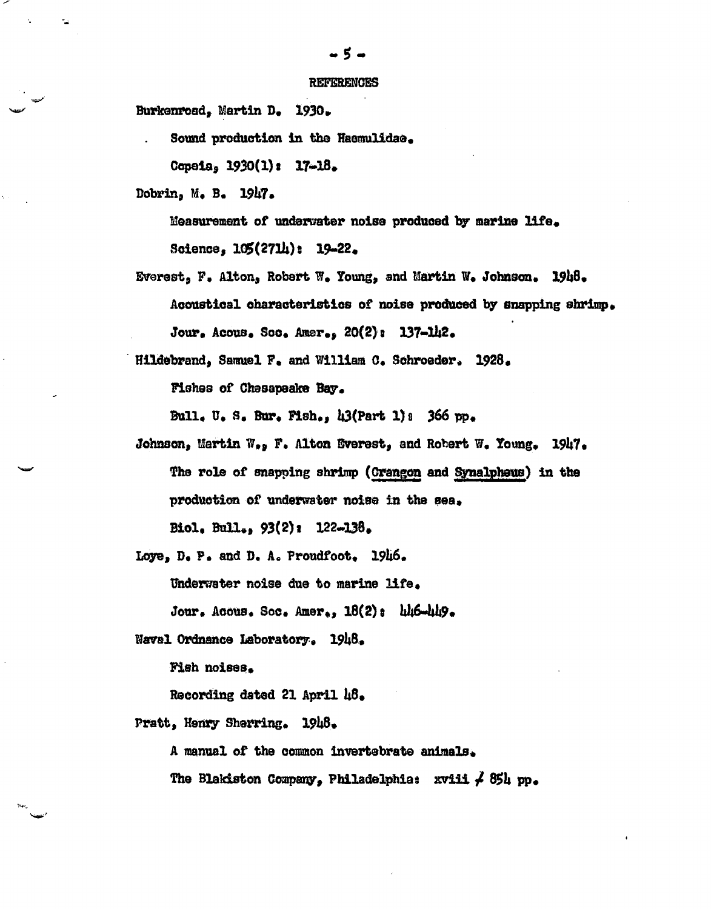## REFERENCES

Burkenroad, Martin D. 1930.

Sound production in the Haemulidae.

Copeia, 1930(1): 17-18.

Dobrin, M. B. 1947.

Measurement of underwater noise produced by marine life.

Science, 105(2714): 19-22.

Everest, F. Alton, Robert W. Young, and Martin W. Johnson. 1948.

Acoustical characteristics of noise produced by snapping shrimp.

Jour. Acous. Soc. Amer., 20(2): 137-142.

Hildebrand, Samuel F. and William C. Schroeder. 1928.

Fishes of Chesapeake Bay.

Bull. U. S. Bur. Fish., 43(Part 1): 366 pp.

Johnson, Martin W., F. Alton Everest, and Robert W. Young. 1947.

The role of snapping shrimp (Crangon and Synalpheus) in the production of underwater noise in the sea.

Biol. Bull., 93(2): 122-138.

Loye, D. P. and D. A. Proudfoot. 1946.

Underwater noise due to marine life.

Jour. Acous. Soc. Amer., 18(2): 446-449.

Naval Ordnance Laboratory. 1948.

Fish noises.

Recording dated 21 April 48.

Pratt, Henry Sherring. 1948.

A manual of the common invertebrate animals.

The Blakiston Company, Philadelphia: xviii + 854 pp.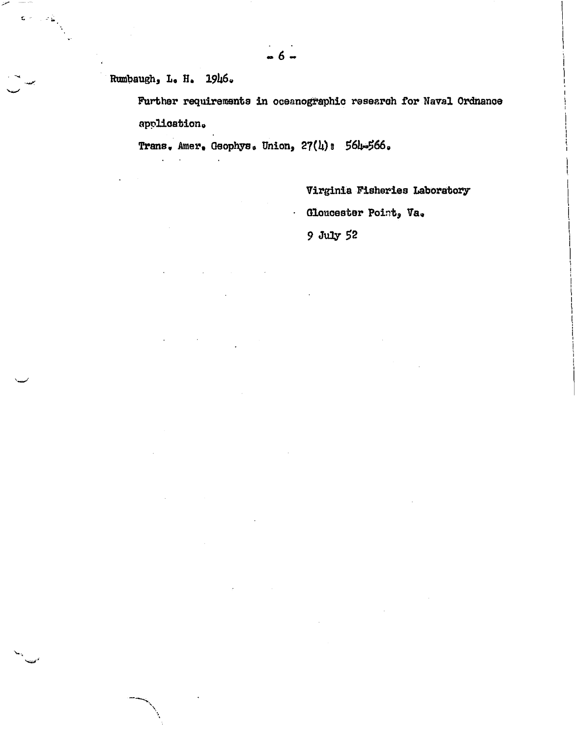Rumbaugh, L. H. 1946.

Further requirements in oceanographic research for Naval Ordnance application.

Trans. Amer. Geophys. Union, 27(4): 564-566.

Virginia Fisheries Laboratory

Gloucester Point, Va.

9 July 52